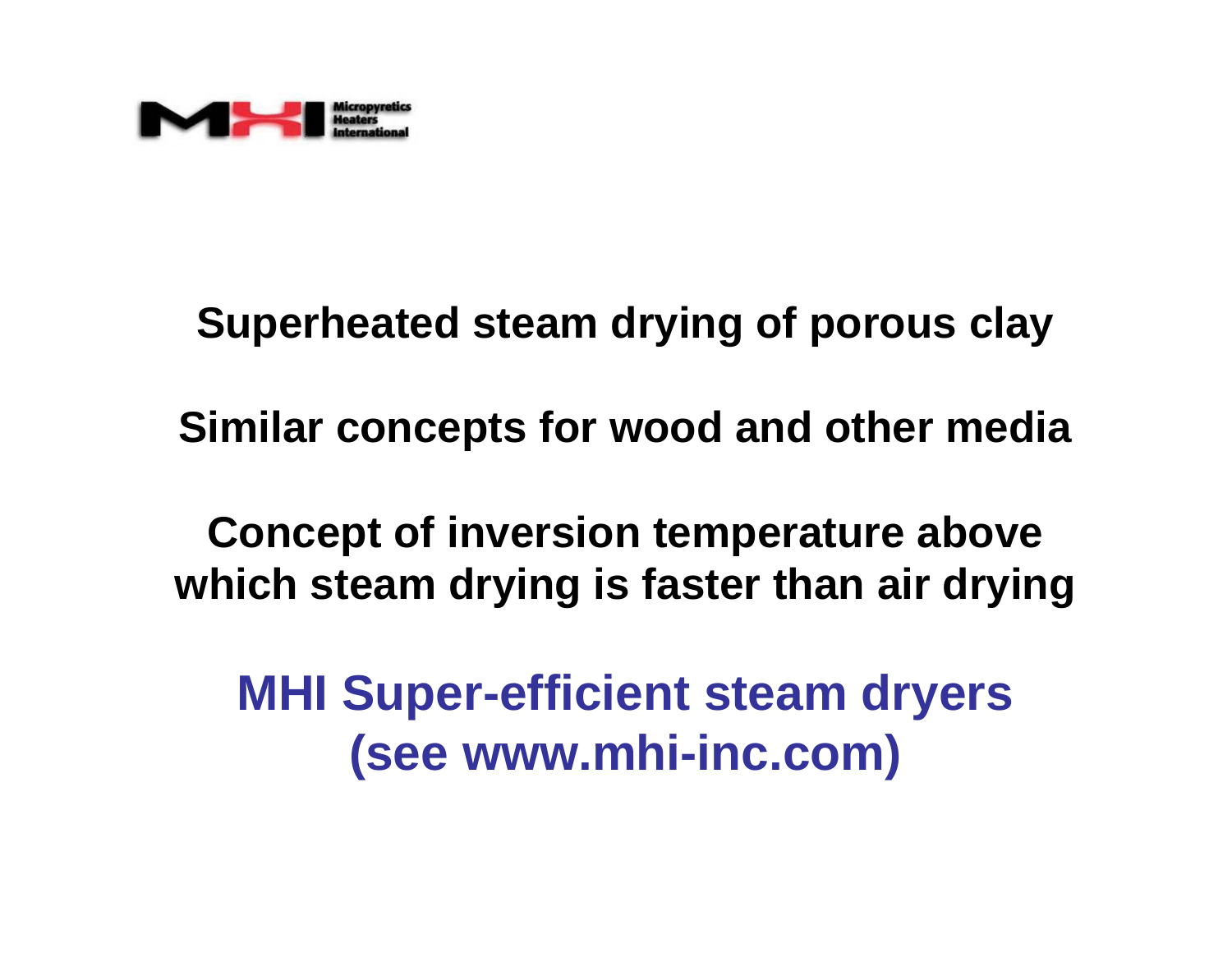Micropyretics Heaters International

**Superheated steam drying of porous clay**

**Similar concepts for wood and other media**

**Concept of inversion temperature above which steam drying is faster than air drying**

**MHI Super-efficient steam dryers (see www.mhi-inc.com)**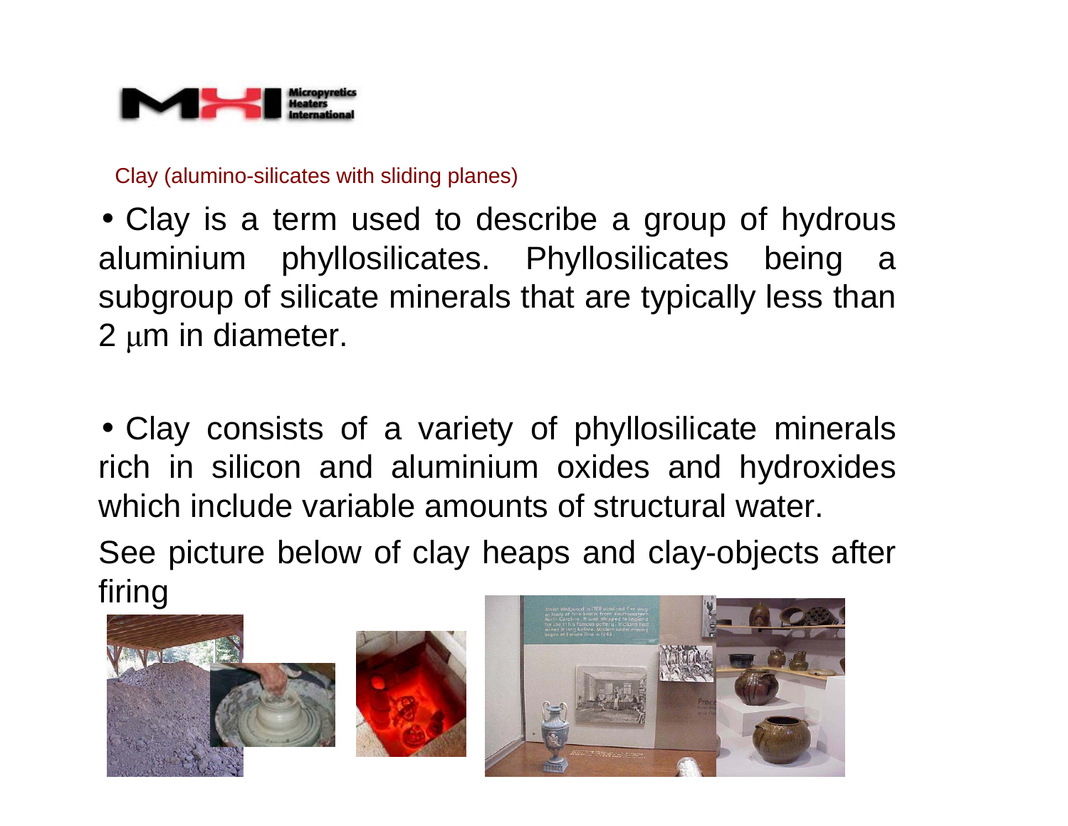Clay (alumino-silicates with sliding planes)

- Clay is a term used to describe a group of hydrous aluminium phyllosilicates. Phyllosilicates being a subgroup of silicate minerals that are typically less than 2 μm in diameter.

- Clay consists of a variety of phyllosilicate minerals rich in silicon and aluminium oxides and hydroxides which include variable amounts of structural water.

See picture below of clay heaps and clay-objects after firing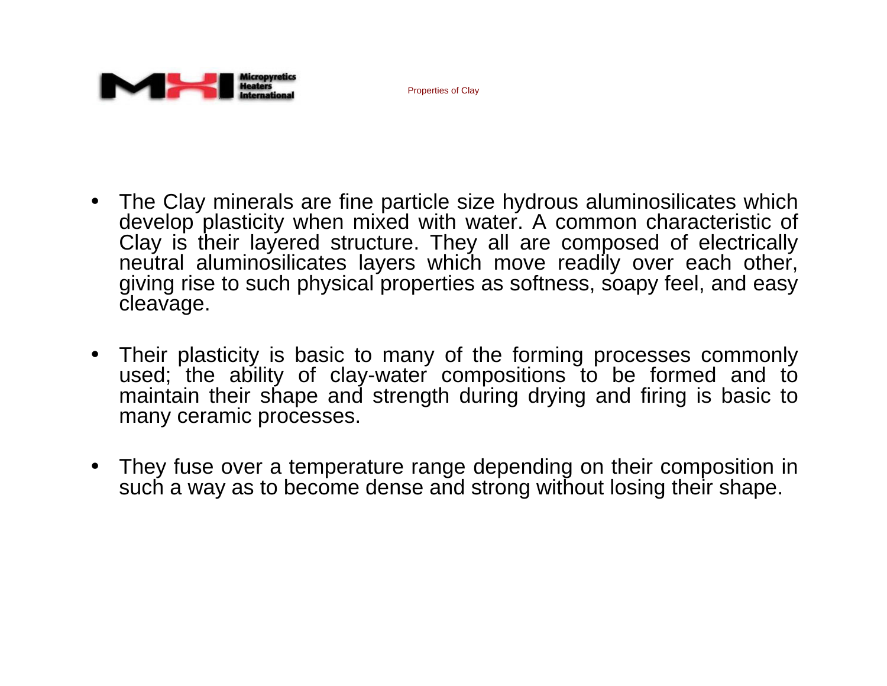# Properties of Clay

- The Clay minerals are fine particle size hydrous aluminosilicates which develop plasticity when mixed with water. A common characteristic of Clay is their layered structure. They all are composed of electrically neutral aluminosilicates layers which move readily over each other, giving rise to such physical properties as softness, soapy feel, and easy cleavage.

- Their plasticity is basic to many of the forming processes commonly used; the ability of clay-water compositions to be formed and to maintain their shape and strength during drying and firing is basic to many ceramic processes.

- They fuse over a temperature range depending on their composition in such a way as to become dense and strong without losing their shape.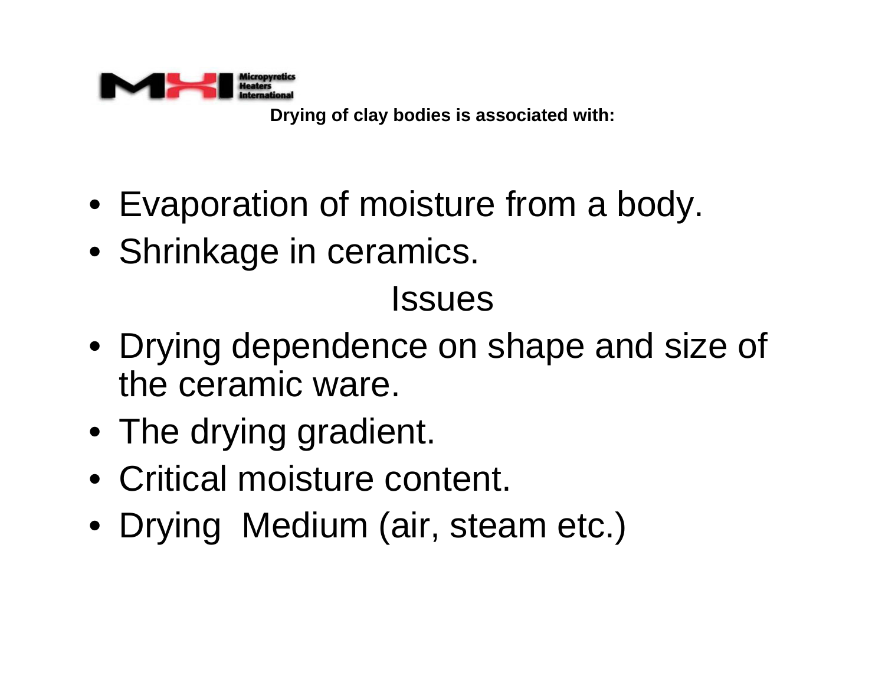**Drying of clay bodies is associated with:**

- Evaporation of moisture from a body.
- Shrinkage in ceramics.

## Issues

- Drying dependence on shape and size of the ceramic ware.
- The drying gradient.
- Critical moisture content.
- Drying  Medium (air, steam etc.)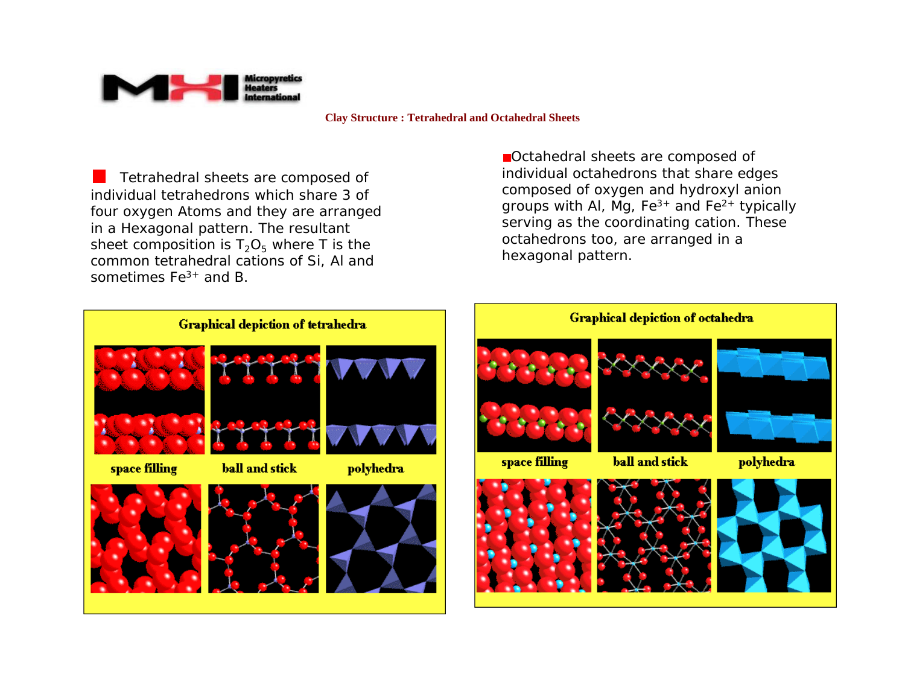## Clay Structure : Tetrahedral and Octahedral Sheets

- Tetrahedral sheets are composed of individual tetrahedrons which share 3 of four oxygen Atoms and they are arranged in a Hexagonal pattern. The resultant sheet composition is $T_2O_5$ where T is the common tetrahedral cations of Si, Al and sometimes $Fe^{3+}$ and B.

- Octahedral sheets are composed of individual octahedrons that share edges composed of oxygen and hydroxyl anion groups with Al, Mg, $Fe^{3+}$ and $Fe^{2+}$ typically serving as the coordinating cation. These octahedrons too, are arranged in a hexagonal pattern.

**Graphical depiction of tetrahedra**

space filling | ball and stick | polyhedra

**Graphical depiction of octahedra**

space filling | ball and stick | polyhedra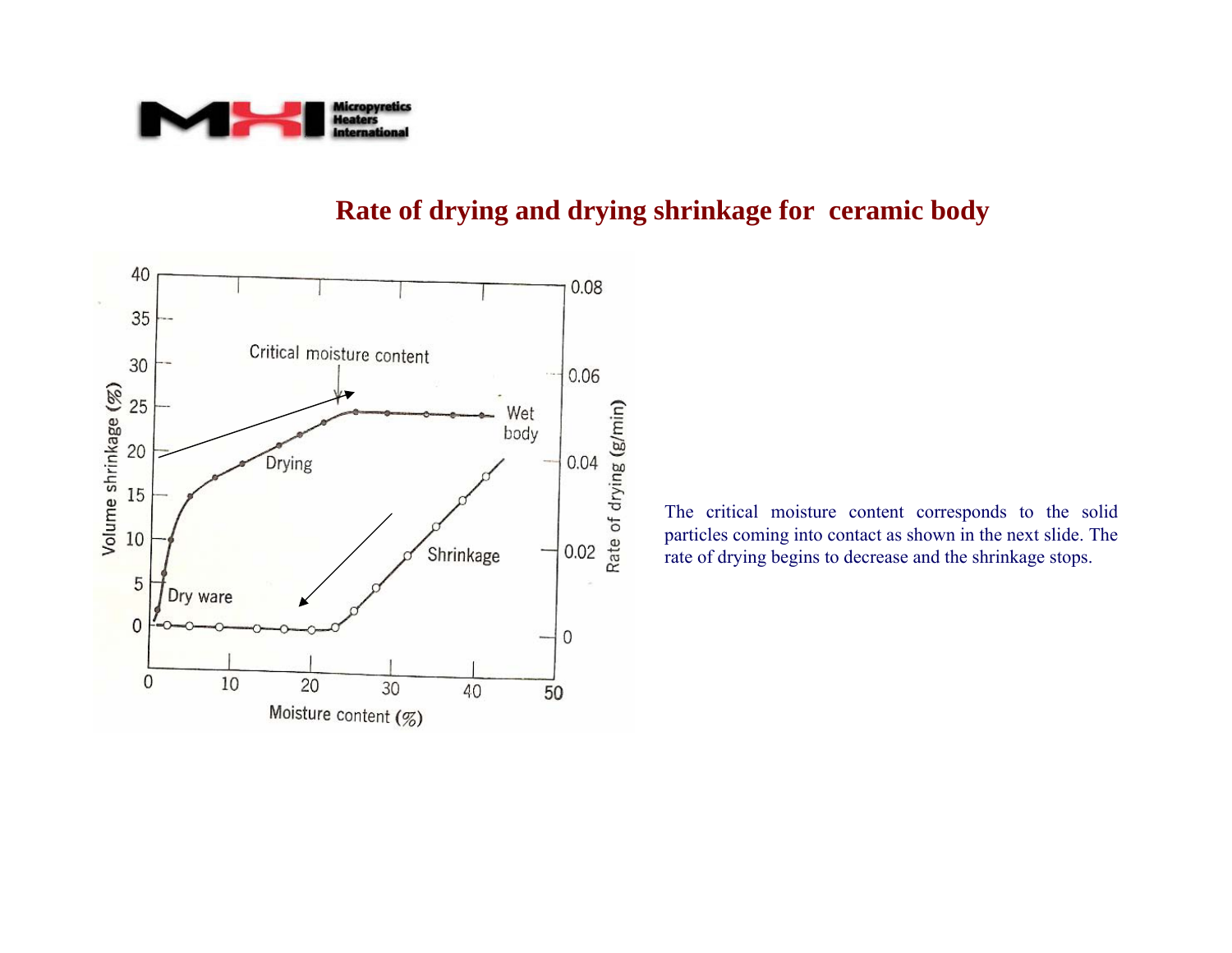## Rate of drying and drying shrinkage for ceramic body

The critical moisture content corresponds to the solid particles coming into contact as shown in the next slide. The rate of drying begins to decrease and the shrinkage stops.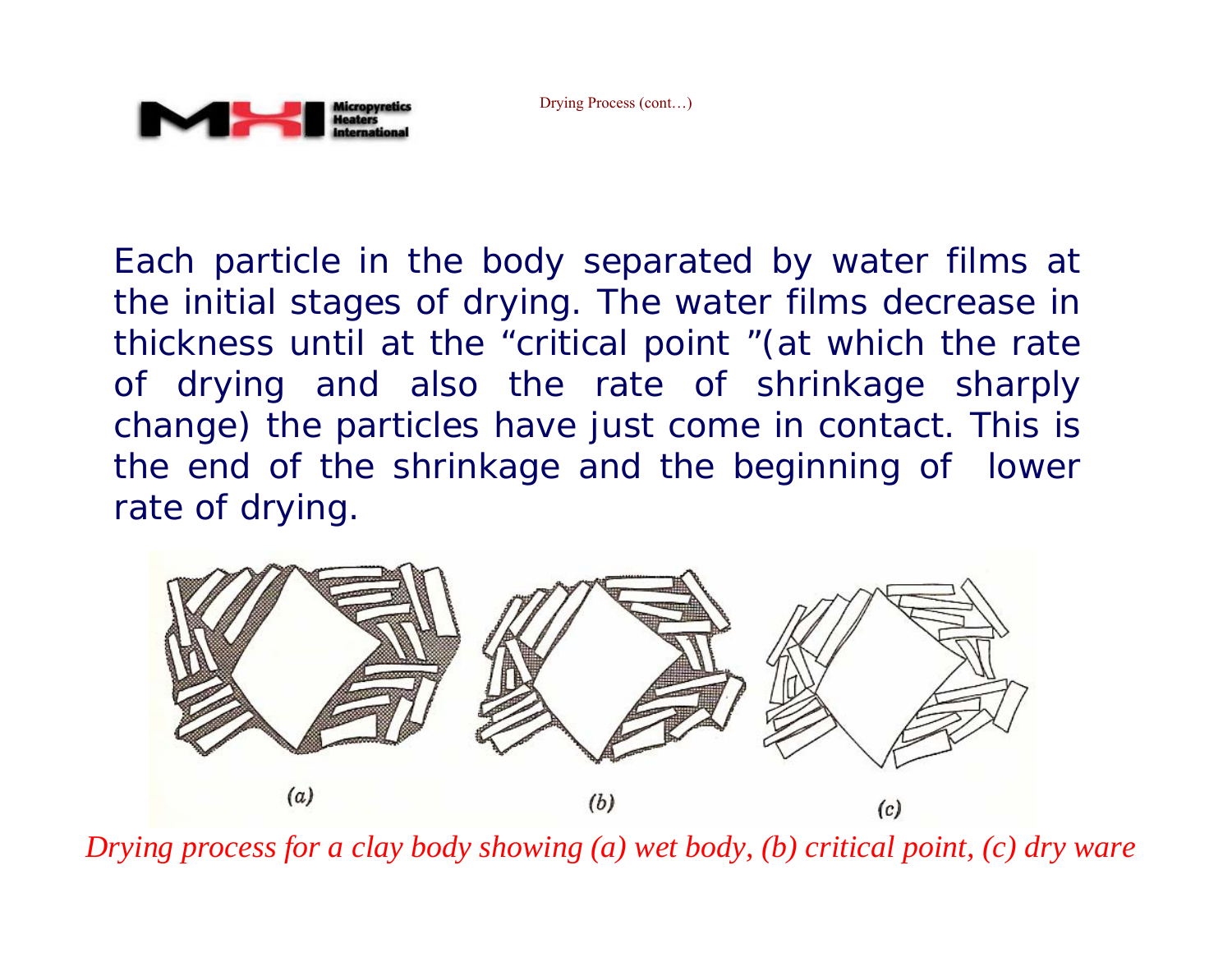Each particle in the body separated by water films at the initial stages of drying. The water films decrease in thickness until at the "critical point "(at which the rate of drying and also the rate of shrinkage sharply change) the particles have just come in contact. This is the end of the shrinkage and the beginning of lower rate of drying.

*Drying process for a clay body showing (a) wet body, (b) critical point, (c) dry ware*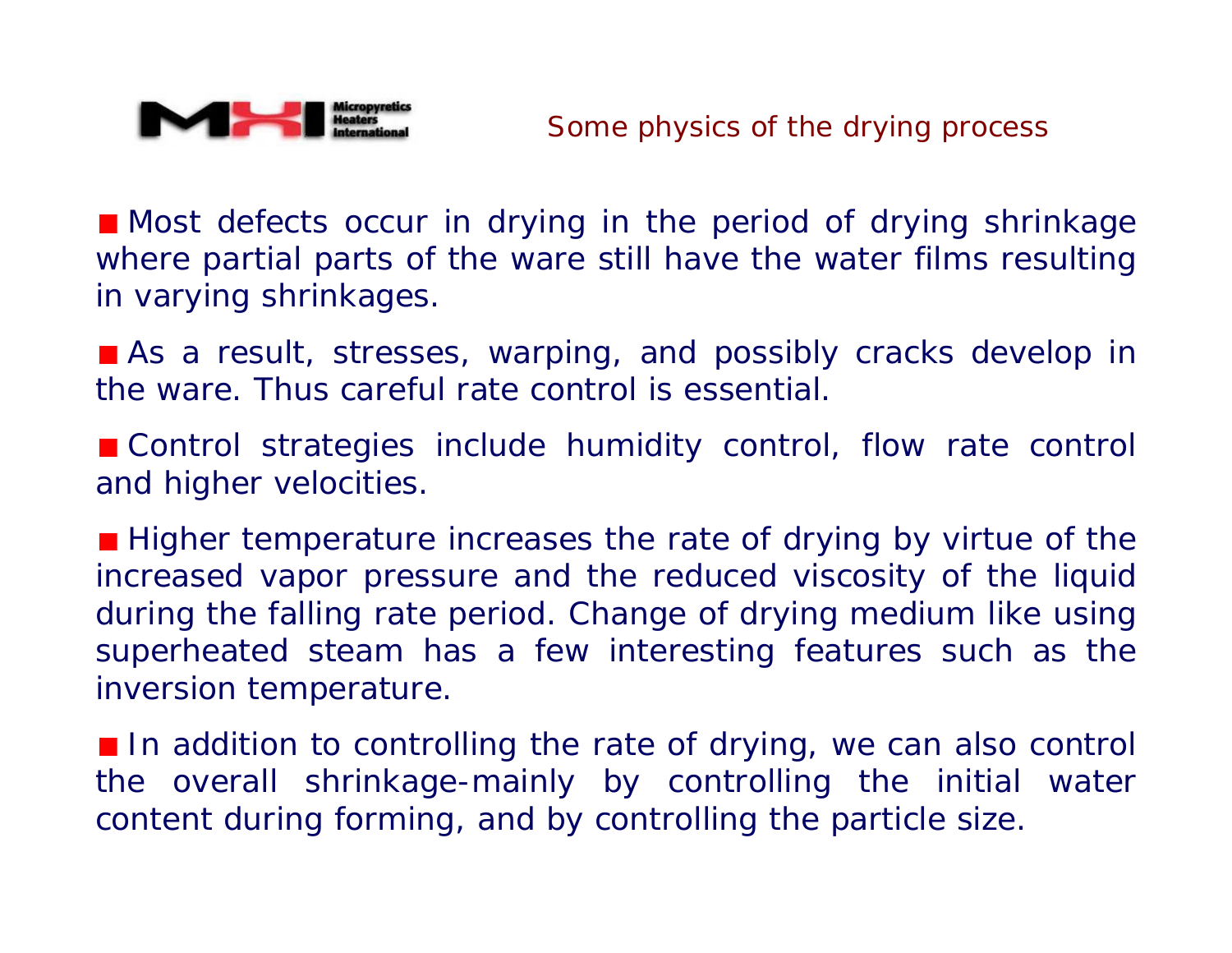## Some physics of the drying process

- Most defects occur in drying in the period of drying shrinkage where partial parts of the ware still have the water films resulting in varying shrinkages.

- As a result, stresses, warping, and possibly cracks develop in the ware. Thus careful rate control is essential.

- Control strategies include humidity control, flow rate control and higher velocities.

- Higher temperature increases the rate of drying by virtue of the increased vapor pressure and the reduced viscosity of the liquid during the falling rate period. Change of drying medium like using superheated steam has a few interesting features such as the inversion temperature.

- In addition to controlling the rate of drying, we can also control the overall shrinkage-mainly by controlling the initial water content during forming, and by controlling the particle size.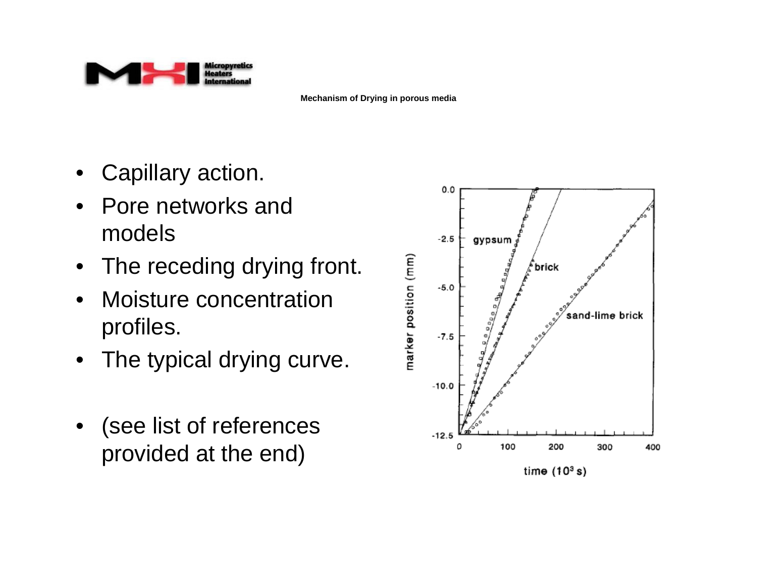## Mechanism of Drying in porous media

- Capillary action.
- Pore networks and models
- The receding drying front.
- Moisture concentration profiles.
- The typical drying curve.

- (see list of references provided at the end)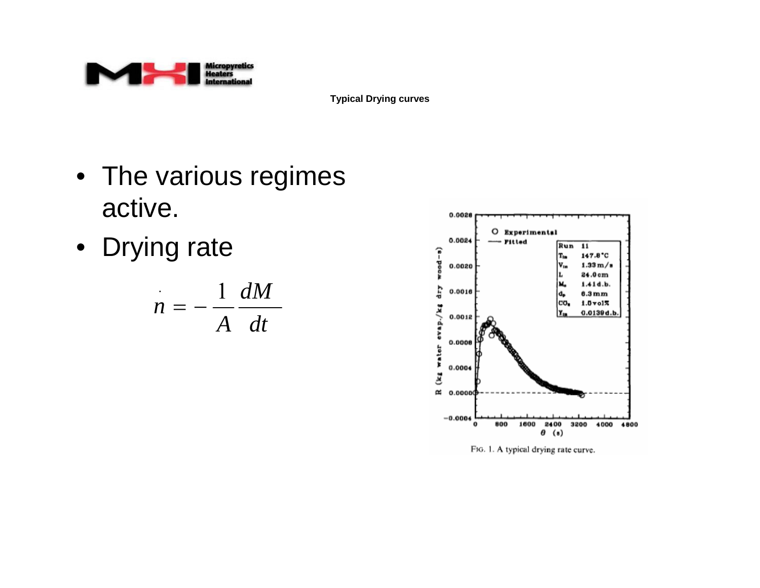**Typical Drying curves**

- The various regimes active.
- Drying rate

$$\dot{n} = -\frac{1}{A}\frac{dM}{dt}$$

FIG. 1. A typical drying rate curve.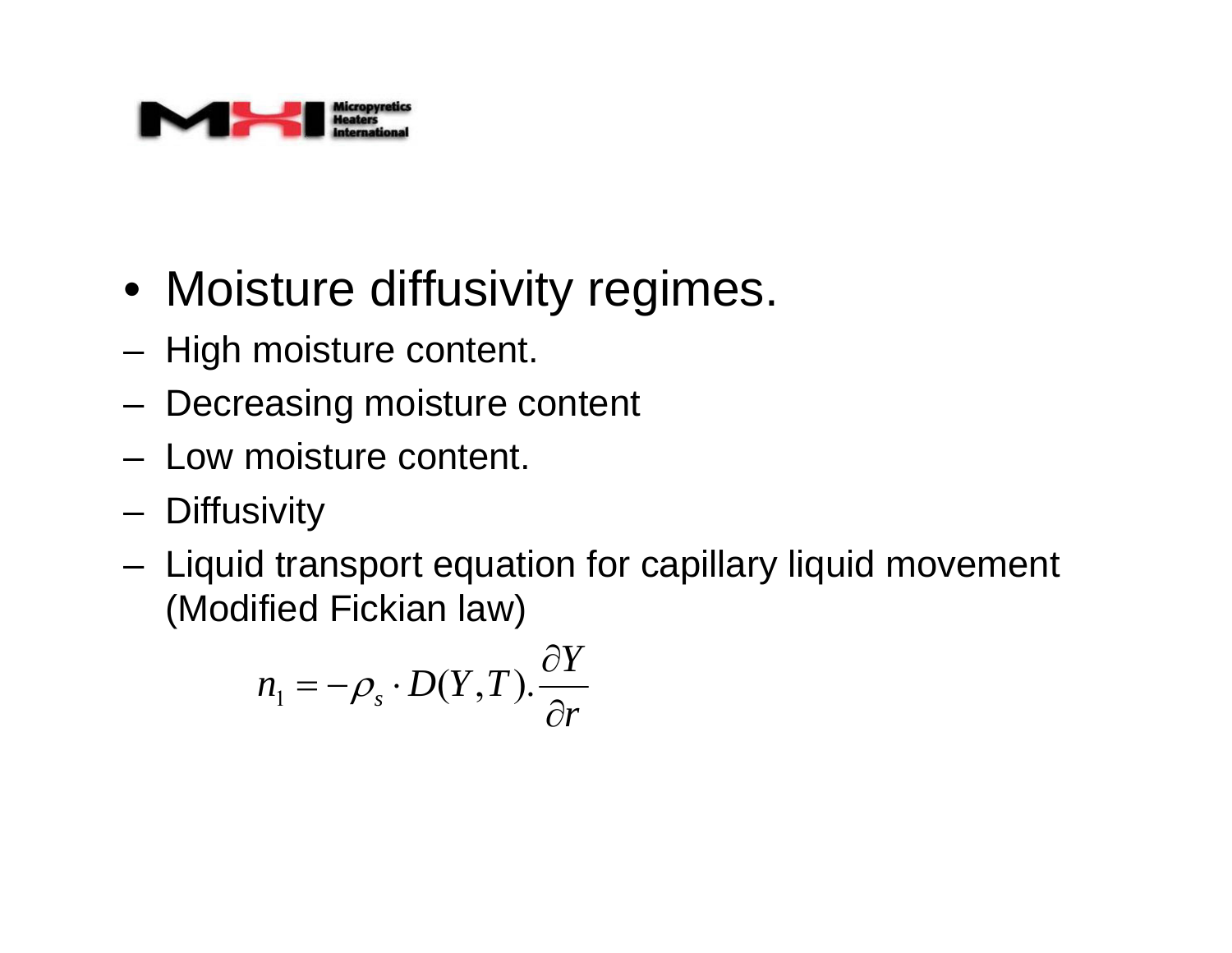- Moisture diffusivity regimes.
  - High moisture content.
  - Decreasing moisture content
  - Low moisture content.
  - Diffusivity
  - Liquid transport equation for capillary liquid movement (Modified Fickian law)

$$n_1 = -\rho_s \cdot D(Y,T) . \frac{\partial Y}{\partial r}$$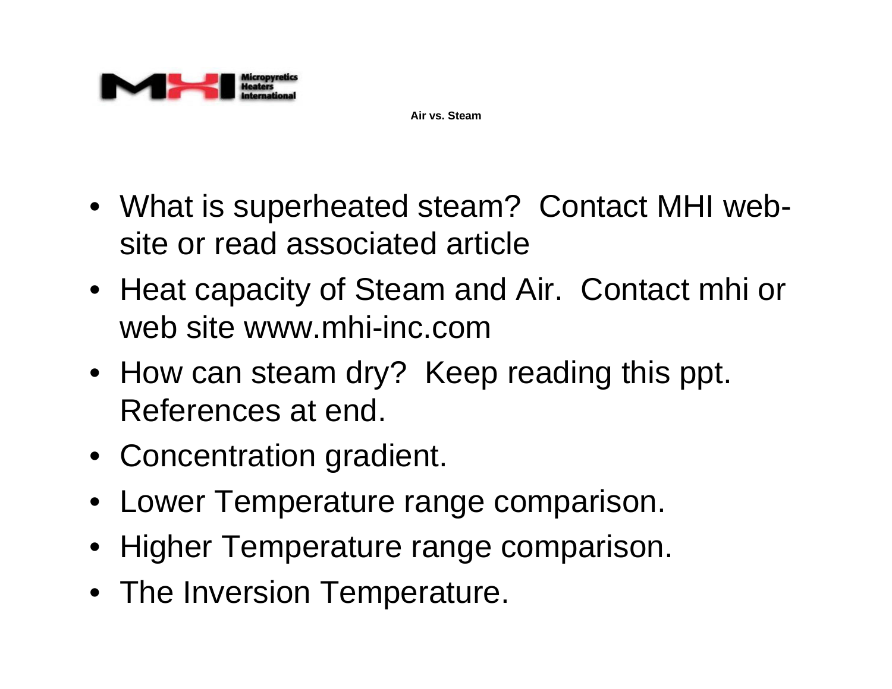Air vs. Steam

- What is superheated steam? Contact MHI web-site or read associated article
- Heat capacity of Steam and Air. Contact mhi or web site www.mhi-inc.com
- How can steam dry? Keep reading this ppt. References at end.
- Concentration gradient.
- Lower Temperature range comparison.
- Higher Temperature range comparison.
- The Inversion Temperature.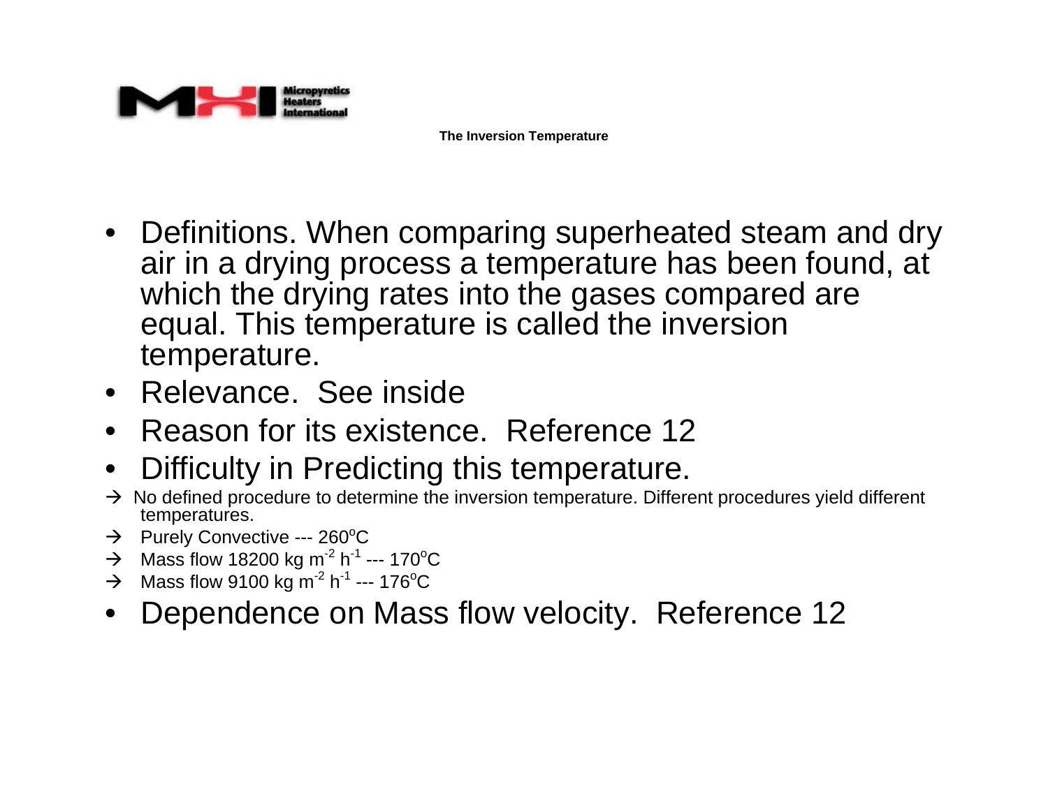Micropyretics Heaters International

## The Inversion Temperature

- Definitions. When comparing superheated steam and dry air in a drying process a temperature has been found, at which the drying rates into the gases compared are equal. This temperature is called the inversion temperature.
- Relevance. See inside
- Reason for its existence. Reference 12
- Difficulty in Predicting this temperature.

→ No defined procedure to determine the inversion temperature. Different procedures yield different temperatures.

→ Purely Convective --- 260$^{o}$C

→ Mass flow 18200 kg $m^{-2}$ $h^{-1}$ --- 170$^{o}$C

→ Mass flow 9100 kg $m^{-2}$ $h^{-1}$ --- 176$^{o}$C

- Dependence on Mass flow velocity. Reference 12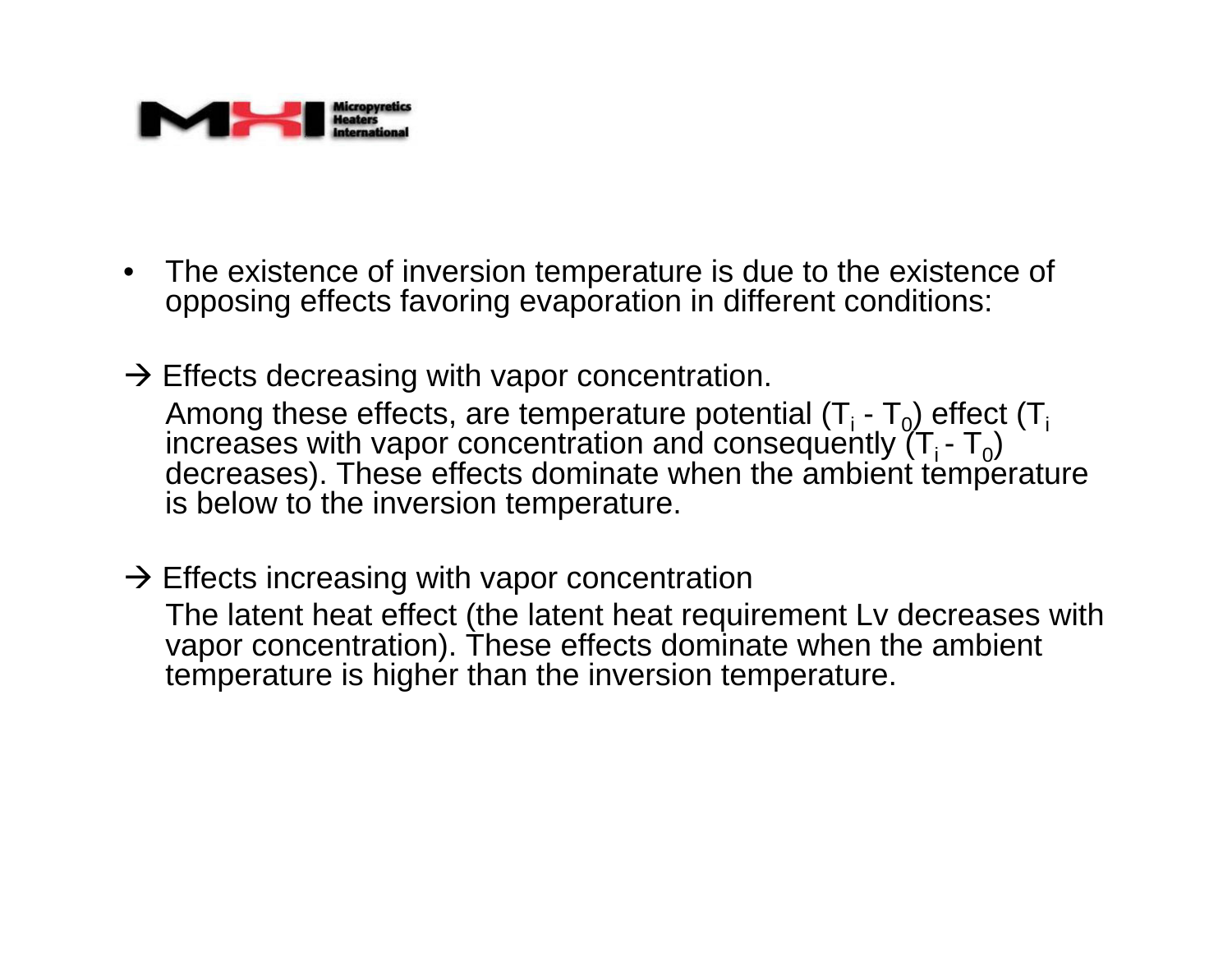- The existence of inversion temperature is due to the existence of opposing effects favoring evaporation in different conditions:

→ Effects decreasing with vapor concentration.

Among these effects, are temperature potential ($T_i$ - $T_0$) effect ($T_i$ increases with vapor concentration and consequently ($T_i$ - $T_0$) decreases). These effects dominate when the ambient temperature is below to the inversion temperature.

→ Effects increasing with vapor concentration

The latent heat effect (the latent heat requirement Lv decreases with vapor concentration). These effects dominate when the ambient temperature is higher than the inversion temperature.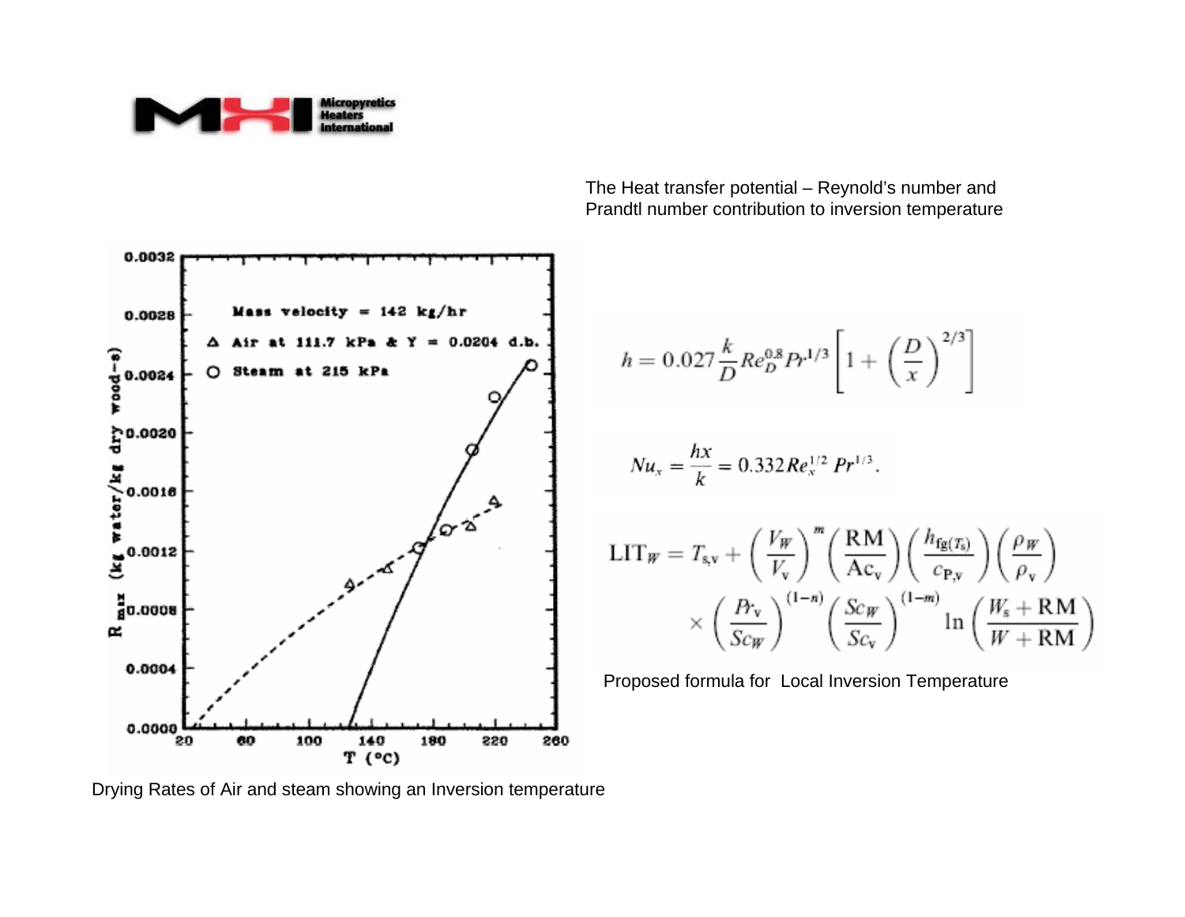The Heat transfer potential – Reynold's number and Prandtl number contribution to inversion temperature

$$h = 0.027\frac{k}{D}Re_D^{0.8}Pr^{1/3}\left[1+\left(\frac{D}{x}\right)^{2/3}\right]$$

$$Nu_x = \frac{hx}{k} = 0.332 Re_x^{1/2}\, Pr^{1/3}.$$

$$\mathrm{LIT}_W = T_{s,v} + \left(\frac{V_W}{V_v}\right)^m \left(\frac{\mathrm{RM}}{\mathrm{Ac_v}}\right)\left(\frac{h_{fg(T_s)}}{c_{P,v}}\right)\left(\frac{\rho_W}{\rho_v}\right) \times \left(\frac{Pr_v}{Sc_W}\right)^{(1-n)}\left(\frac{Sc_W}{Sc_v}\right)^{(1-m)} \ln\left(\frac{W_s+\mathrm{RM}}{W+\mathrm{RM}}\right)$$

Proposed formula for Local Inversion Temperature

Drying Rates of Air and steam showing an Inversion temperature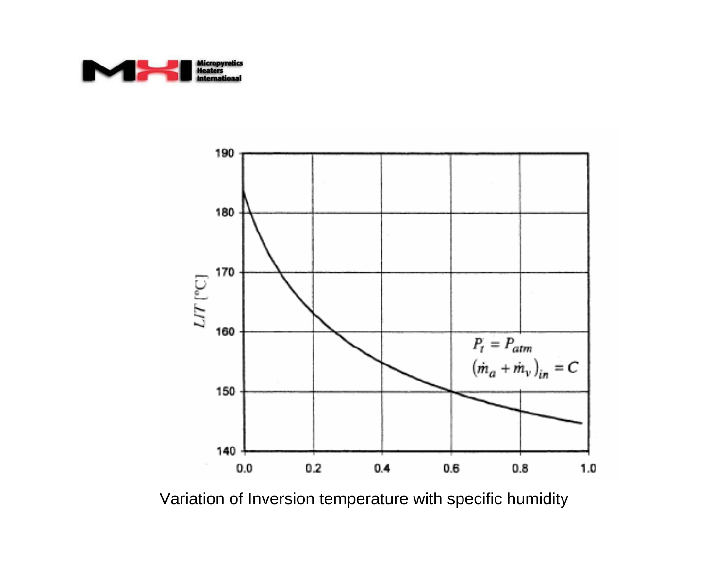Variation of Inversion temperature with specific humidity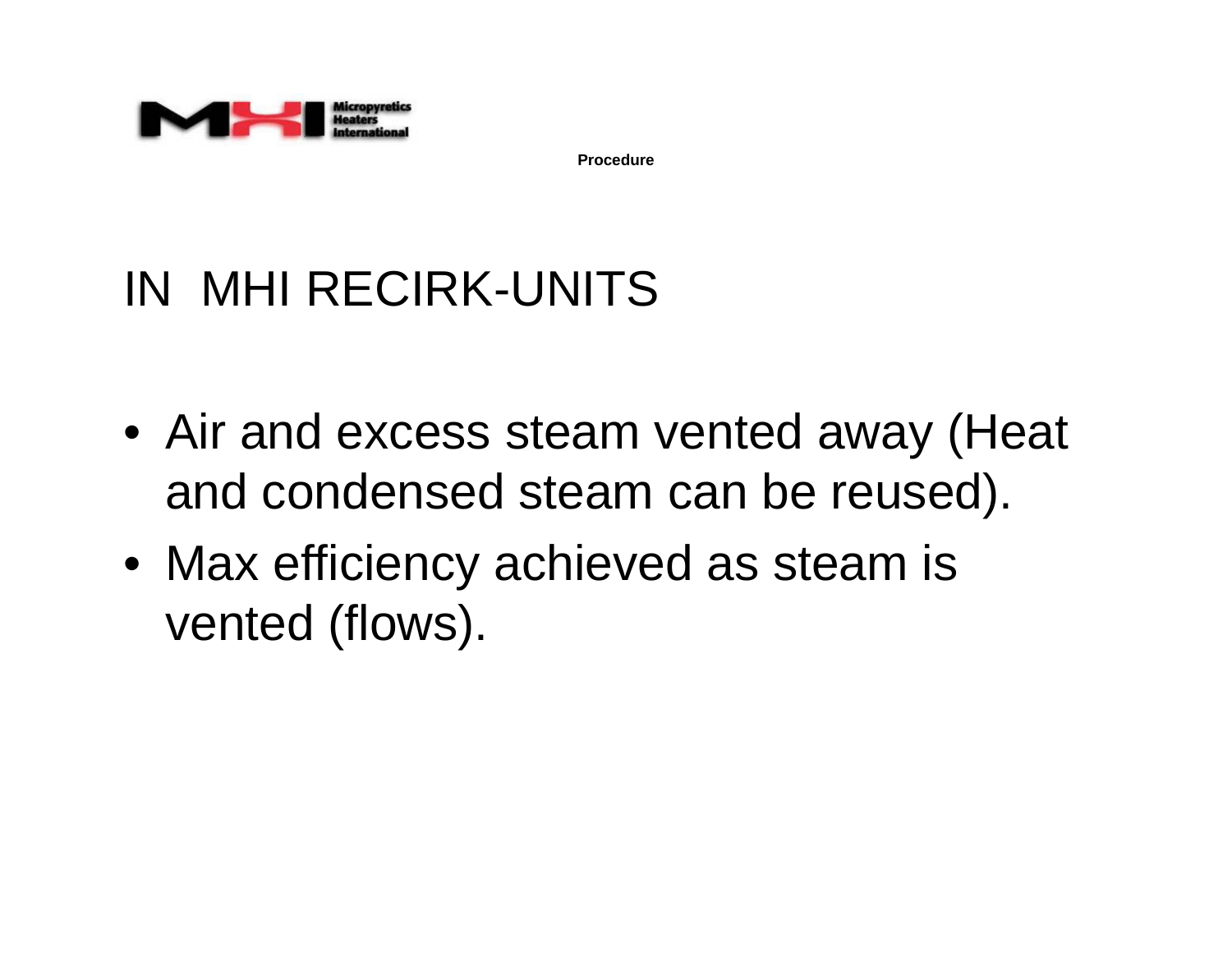Procedure

# IN MHI RECIRK-UNITS

- Air and excess steam vented away (Heat and condensed steam can be reused).
- Max efficiency achieved as steam is vented (flows).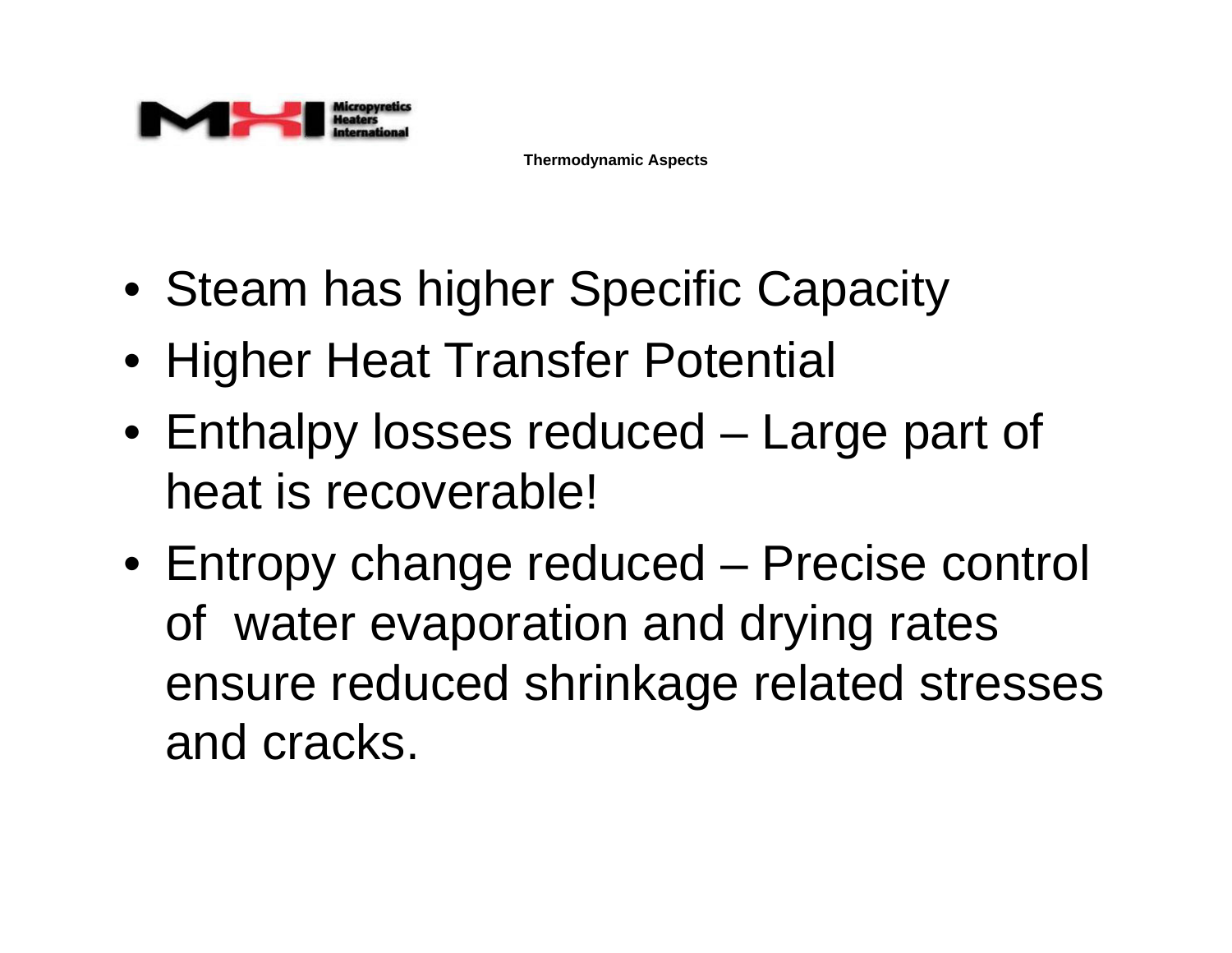## Thermodynamic Aspects

- Steam has higher Specific Capacity
- Higher Heat Transfer Potential
- Enthalpy losses reduced – Large part of heat is recoverable!
- Entropy change reduced – Precise control of water evaporation and drying rates ensure reduced shrinkage related stresses and cracks.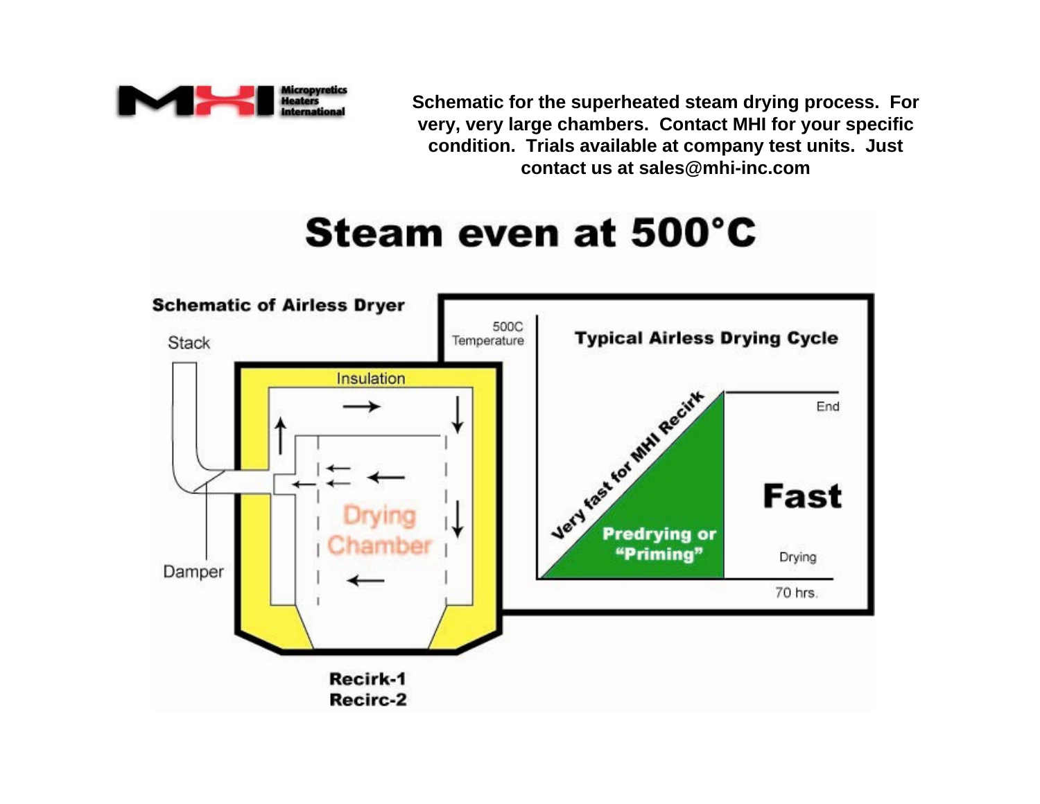**Schematic for the superheated steam drying process. For very, very large chambers. Contact MHI for your specific condition. Trials available at company test units. Just contact us at sales@mhi-inc.com**

# Steam even at 500°C

**Schematic of Airless Dryer**

Stack

Insulation

Drying Chamber

Damper

**Recirk-1**
**Recirc-2**

**Typical Airless Drying Cycle**

500C Temperature

Very fast for MHI Recirk

**Predrying or "Priming"**

End

**Fast**

Drying

70 hrs.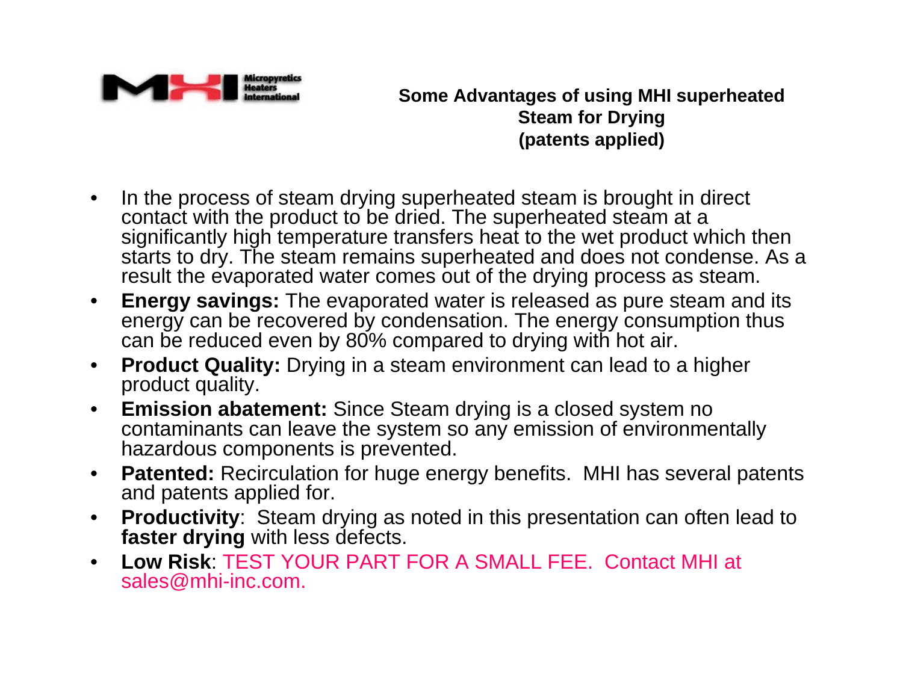Micropyretics Heaters International

# Some Advantages of using MHI superheated Steam for Drying (patents applied)

- In the process of steam drying superheated steam is brought in direct contact with the product to be dried. The superheated steam at a significantly high temperature transfers heat to the wet product which then starts to dry. The steam remains superheated and does not condense. As a result the evaporated water comes out of the drying process as steam.
- **Energy savings:** The evaporated water is released as pure steam and its energy can be recovered by condensation. The energy consumption thus can be reduced even by 80% compared to drying with hot air.
- **Product Quality:** Drying in a steam environment can lead to a higher product quality.
- **Emission abatement:** Since Steam drying is a closed system no contaminants can leave the system so any emission of environmentally hazardous components is prevented.
- **Patented:** Recirculation for huge energy benefits. MHI has several patents and patents applied for.
- **Productivity**: Steam drying as noted in this presentation can often lead to **faster drying** with less defects.
- **Low Risk**: TEST YOUR PART FOR A SMALL FEE. Contact MHI at sales@mhi-inc.com.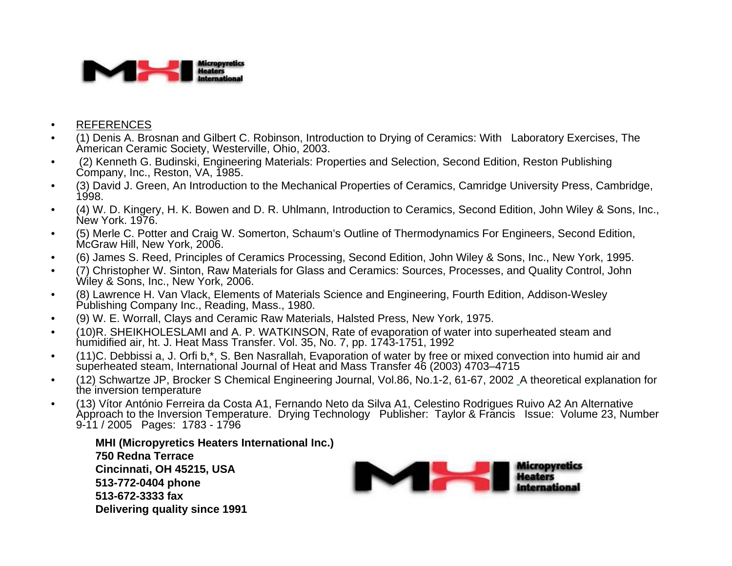- <u>REFERENCES</u>
- (1) Denis A. Brosnan and Gilbert C. Robinson, Introduction to Drying of Ceramics: With Laboratory Exercises, The American Ceramic Society, Westerville, Ohio, 2003.
- (2) Kenneth G. Budinski, Engineering Materials: Properties and Selection, Second Edition, Reston Publishing Company, Inc., Reston, VA, 1985.
- (3) David J. Green, An Introduction to the Mechanical Properties of Ceramics, Camridge University Press, Cambridge, 1998.
- (4) W. D. Kingery, H. K. Bowen and D. R. Uhlmann, Introduction to Ceramics, Second Edition, John Wiley & Sons, Inc., New York. 1976.
- (5) Merle C. Potter and Craig W. Somerton, Schaum's Outline of Thermodynamics For Engineers, Second Edition, McGraw Hill, New York, 2006.
- (6) James S. Reed, Principles of Ceramics Processing, Second Edition, John Wiley & Sons, Inc., New York, 1995.
- (7) Christopher W. Sinton, Raw Materials for Glass and Ceramics: Sources, Processes, and Quality Control, John Wiley & Sons, Inc., New York, 2006.
- (8) Lawrence H. Van Vlack, Elements of Materials Science and Engineering, Fourth Edition, Addison-Wesley Publishing Company Inc., Reading, Mass., 1980.
- (9) W. E. Worrall, Clays and Ceramic Raw Materials, Halsted Press, New York, 1975.
- (10)R. SHEIKHOLESLAMI and A. P. WATKINSON, Rate of evaporation of water into superheated steam and humidified air, ht. J. Heat Mass Transfer. Vol. 35, No. 7, pp. 1743-1751, 1992
- (11)C. Debbissi a, J. Orfi b,*, S. Ben Nasrallah, Evaporation of water by free or mixed convection into humid air and superheated steam, International Journal of Heat and Mass Transfer 46 (2003) 4703–4715
- (12) Schwartze JP, Brocker S Chemical Engineering Journal, Vol.86, No.1-2, 61-67, 2002 A theoretical explanation for the inversion temperature
- (13) Vítor António Ferreira da Costa A1, Fernando Neto da Silva A1, Celestino Rodrigues Ruivo A2 An Alternative Approach to the Inversion Temperature. Drying Technology Publisher: Taylor & Francis Issue: Volume 23, Number 9-11 / 2005 Pages: 1783 - 1796

**MHI (Micropyretics Heaters International Inc.)**
**750 Redna Terrace**
**Cincinnati, OH 45215, USA**
**513-772-0404 phone**
**513-672-3333 fax**
**Delivering quality since 1991**